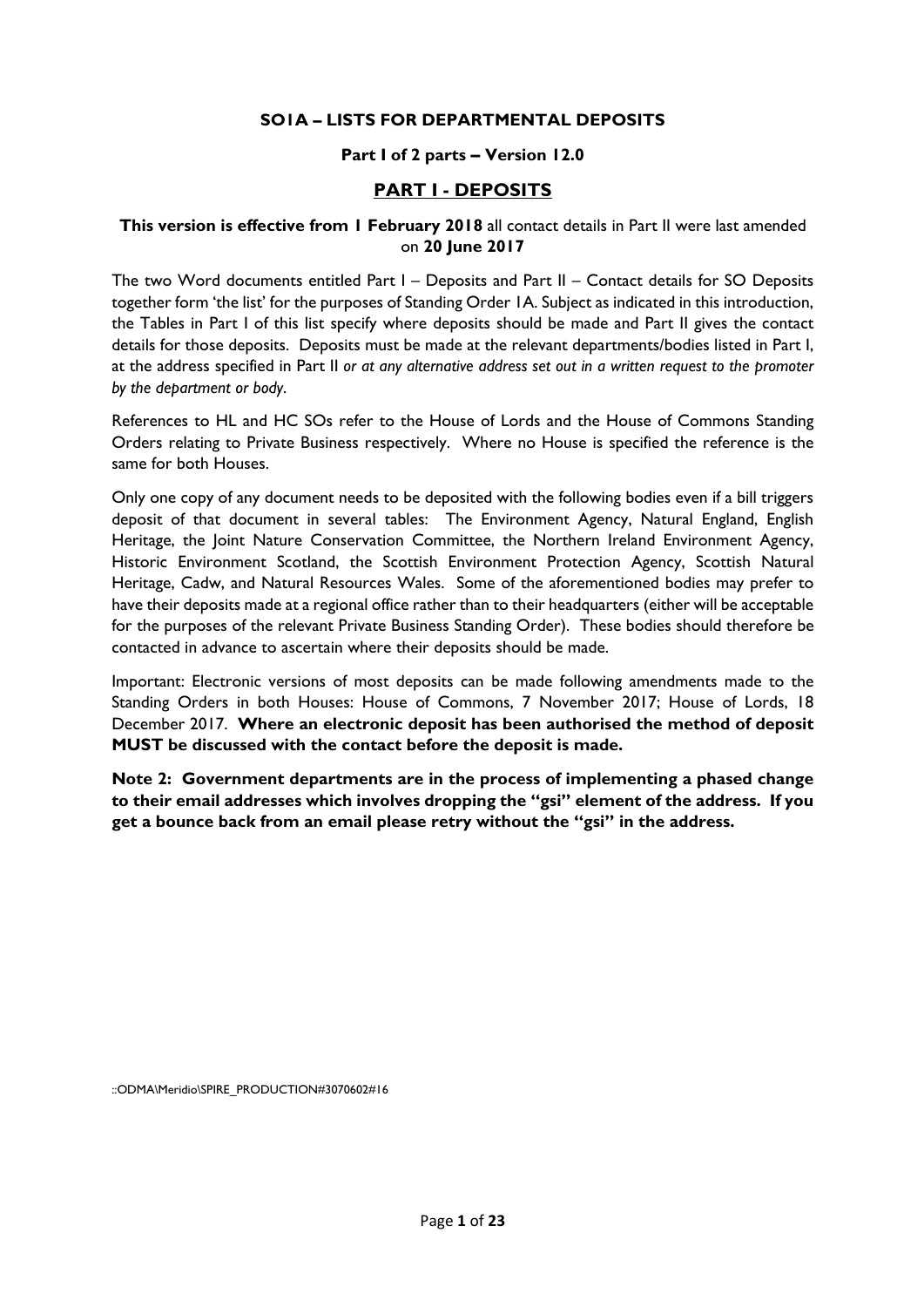**SO1A – LISTS FOR DEPARTMENTAL DEPOSITS**

**Part I of 2 parts – Version 12.0**

# PART I - DEPOSITS

**This version is effective from 1 February 2018** all contact details in Part II were last amended on **20 June 2017**

The two Word documents entitled Part I – Deposits and Part II – Contact details for SO Deposits together form 'the list' for the purposes of Standing Order 1A. Subject as indicated in this introduction, the Tables in Part I of this list specify where deposits should be made and Part II gives the contact details for those deposits. Deposits must be made at the relevant departments/bodies listed in Part I, at the address specified in Part II *or at any alternative address set out in a written request to the promoter by the department or body*.

References to HL and HC SOs refer to the House of Lords and the House of Commons Standing Orders relating to Private Business respectively. Where no House is specified the reference is the same for both Houses.

Only one copy of any document needs to be deposited with the following bodies even if a bill triggers deposit of that document in several tables: The Environment Agency, Natural England, English Heritage, the Joint Nature Conservation Committee, the Northern Ireland Environment Agency, Historic Environment Scotland, the Scottish Environment Protection Agency, Scottish Natural Heritage, Cadw, and Natural Resources Wales. Some of the aforementioned bodies may prefer to have their deposits made at a regional office rather than to their headquarters (either will be acceptable for the purposes of the relevant Private Business Standing Order). These bodies should therefore be contacted in advance to ascertain where their deposits should be made.

Important: Electronic versions of most deposits can be made following amendments made to the Standing Orders in both Houses: House of Commons, 7 November 2017; House of Lords, 18 December 2017. **Where an electronic deposit has been authorised the method of deposit MUST be discussed with the contact before the deposit is made.**

**Note 2: Government departments are in the process of implementing a phased change to their email addresses which involves dropping the "gsi" element of the address. If you get a bounce back from an email please retry without the "gsi" in the address.**

::ODMA\Meridio\SPIRE_PRODUCTION#3070602#16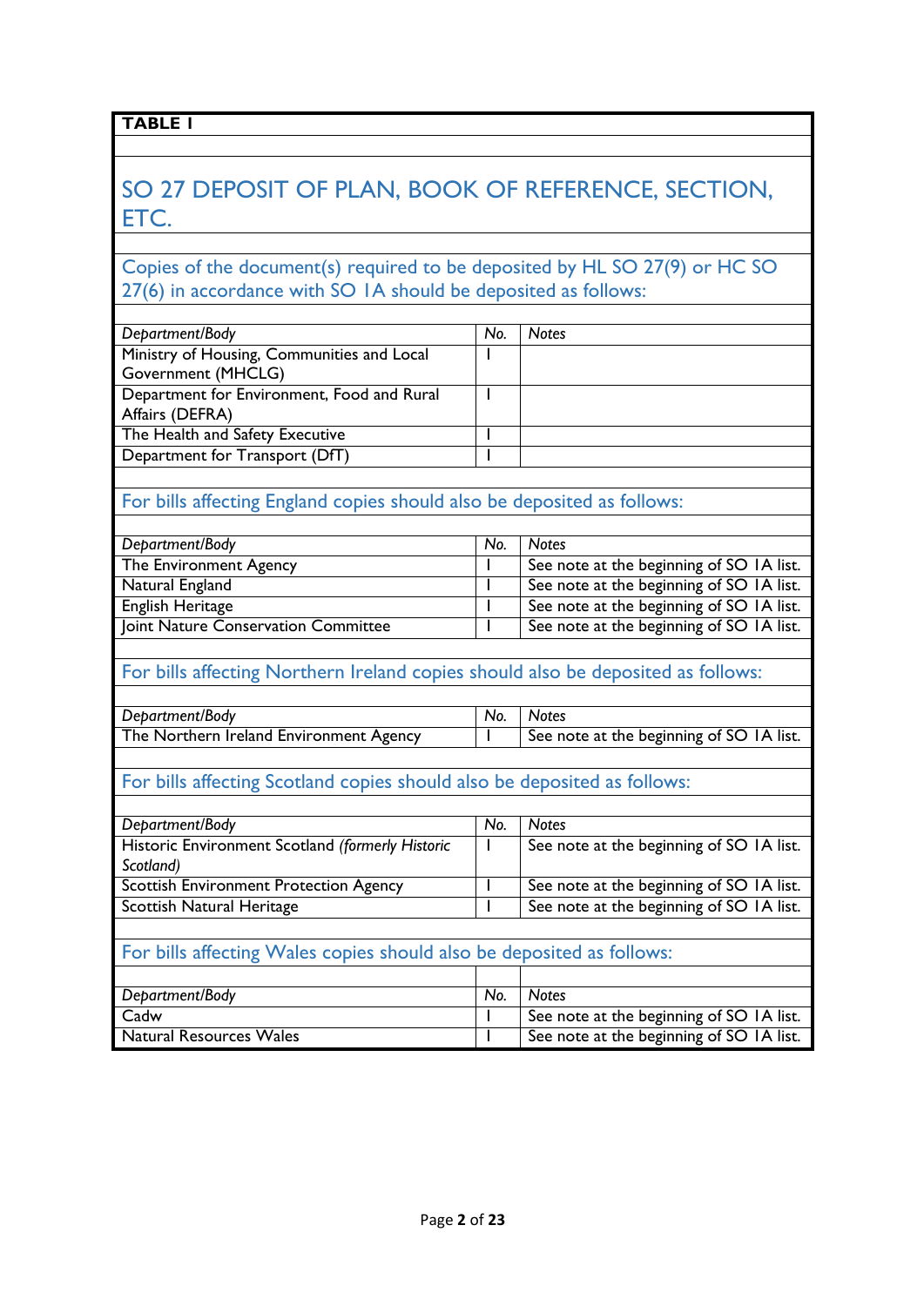**TABLE 1**

## SO 27 DEPOSIT OF PLAN, BOOK OF REFERENCE, SECTION, ETC.

### Copies of the document(s) required to be deposited by HL SO 27(9) or HC SO 27(6) in accordance with SO 1A should be deposited as follows:

| *Department/Body* | *No.* | *Notes* |
|---|---|---|
| Ministry of Housing, Communities and Local Government (MHCLG) | 1 | |
| Department for Environment, Food and Rural Affairs (DEFRA) | 1 | |
| The Health and Safety Executive | 1 | |
| Department for Transport (DfT) | 1 | |

### For bills affecting England copies should also be deposited as follows:

| *Department/Body* | *No.* | *Notes* |
|---|---|---|
| The Environment Agency | 1 | See note at the beginning of SO 1A list. |
| Natural England | 1 | See note at the beginning of SO 1A list. |
| English Heritage | 1 | See note at the beginning of SO 1A list. |
| Joint Nature Conservation Committee | 1 | See note at the beginning of SO 1A list. |

### For bills affecting Northern Ireland copies should also be deposited as follows:

| *Department/Body* | *No.* | *Notes* |
|---|---|---|
| The Northern Ireland Environment Agency | 1 | See note at the beginning of SO 1A list. |

### For bills affecting Scotland copies should also be deposited as follows:

| *Department/Body* | *No.* | *Notes* |
|---|---|---|
| Historic Environment Scotland *(formerly Historic Scotland)* | 1 | See note at the beginning of SO 1A list. |
| Scottish Environment Protection Agency | 1 | See note at the beginning of SO 1A list. |
| Scottish Natural Heritage | 1 | See note at the beginning of SO 1A list. |

### For bills affecting Wales copies should also be deposited as follows:

| *Department/Body* | *No.* | *Notes* |
|---|---|---|
| Cadw | 1 | See note at the beginning of SO 1A list. |
| Natural Resources Wales | 1 | See note at the beginning of SO 1A list. |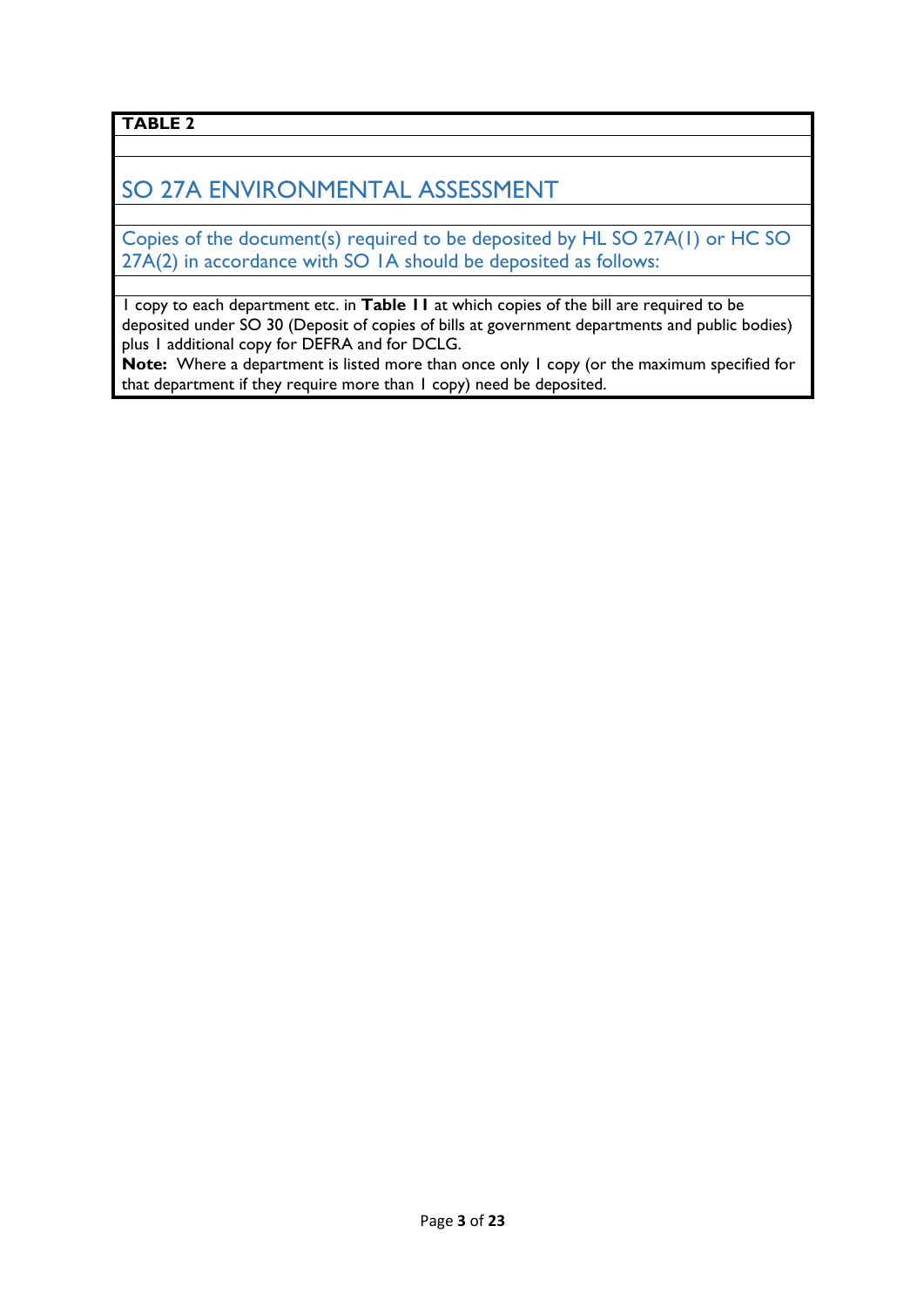**TABLE 2**

## SO 27A ENVIRONMENTAL ASSESSMENT

Copies of the document(s) required to be deposited by HL SO 27A(1) or HC SO 27A(2) in accordance with SO 1A should be deposited as follows:

1 copy to each department etc. in **Table 11** at which copies of the bill are required to be deposited under SO 30 (Deposit of copies of bills at government departments and public bodies) plus 1 additional copy for DEFRA and for DCLG.

**Note:** Where a department is listed more than once only 1 copy (or the maximum specified for that department if they require more than 1 copy) need be deposited.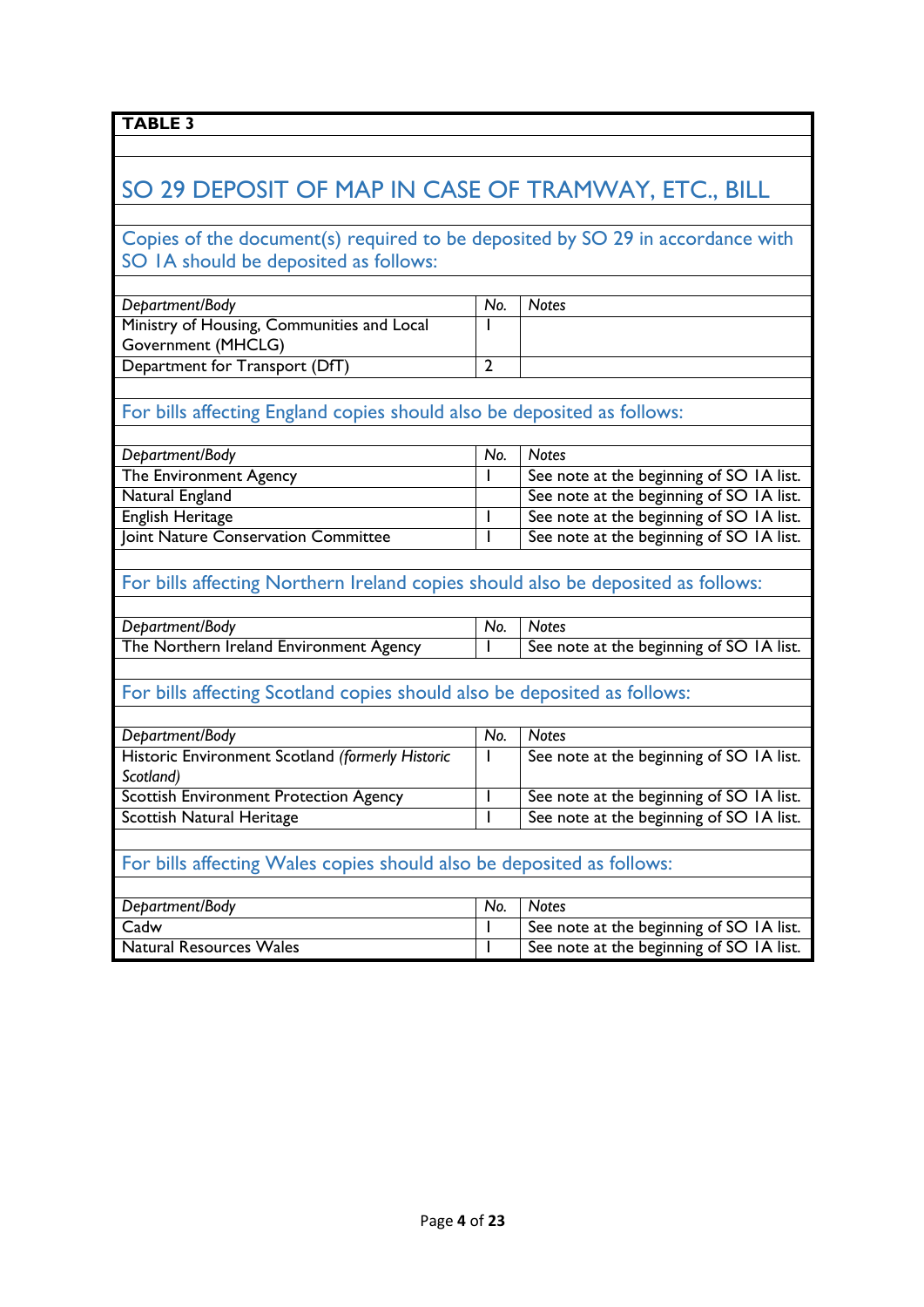**TABLE 3**

## SO 29 DEPOSIT OF MAP IN CASE OF TRAMWAY, ETC., BILL

### Copies of the document(s) required to be deposited by SO 29 in accordance with SO 1A should be deposited as follows:

| *Department/Body* | *No.* | *Notes* |
|---|---|---|
| Ministry of Housing, Communities and Local Government (MHCLG) | 1 | |
| Department for Transport (DfT) | 2 | |

### For bills affecting England copies should also be deposited as follows:

| *Department/Body* | *No.* | *Notes* |
|---|---|---|
| The Environment Agency | 1 | See note at the beginning of SO 1A list. |
| Natural England | | See note at the beginning of SO 1A list. |
| English Heritage | 1 | See note at the beginning of SO 1A list. |
| Joint Nature Conservation Committee | 1 | See note at the beginning of SO 1A list. |

### For bills affecting Northern Ireland copies should also be deposited as follows:

| *Department/Body* | *No.* | *Notes* |
|---|---|---|
| The Northern Ireland Environment Agency | 1 | See note at the beginning of SO 1A list. |

### For bills affecting Scotland copies should also be deposited as follows:

| *Department/Body* | *No.* | *Notes* |
|---|---|---|
| Historic Environment Scotland *(formerly Historic Scotland)* | 1 | See note at the beginning of SO 1A list. |
| Scottish Environment Protection Agency | 1 | See note at the beginning of SO 1A list. |
| Scottish Natural Heritage | 1 | See note at the beginning of SO 1A list. |

### For bills affecting Wales copies should also be deposited as follows:

| *Department/Body* | *No.* | *Notes* |
|---|---|---|
| Cadw | 1 | See note at the beginning of SO 1A list. |
| Natural Resources Wales | 1 | See note at the beginning of SO 1A list. |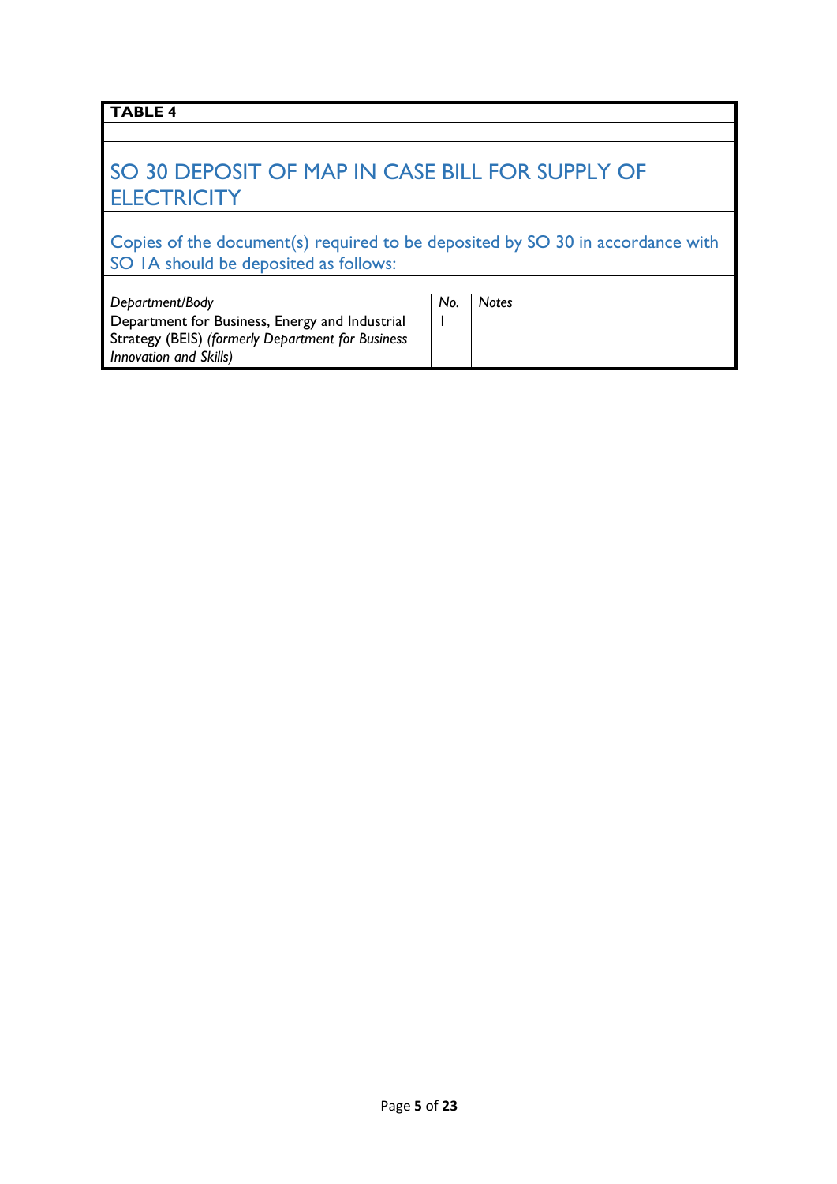**TABLE 4**

## SO 30 DEPOSIT OF MAP IN CASE BILL FOR SUPPLY OF ELECTRICITY

Copies of the document(s) required to be deposited by SO 30 in accordance with SO 1A should be deposited as follows:

| *Department/Body* | *No.* | *Notes* |
|---|---|---|
| Department for Business, Energy and Industrial Strategy (BEIS) *(formerly Department for Business Innovation and Skills)* | 1 | |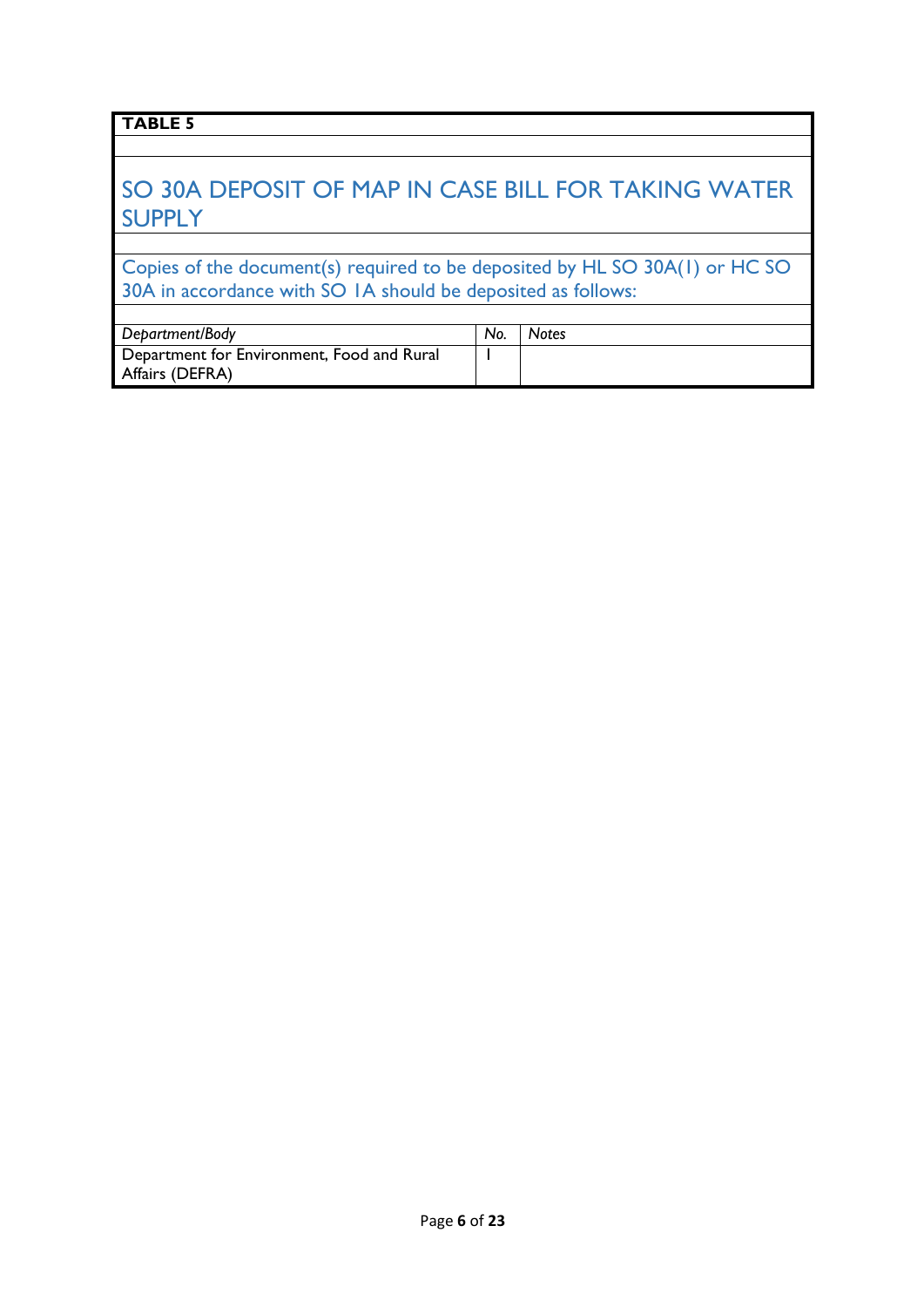**TABLE 5**

## SO 30A DEPOSIT OF MAP IN CASE BILL FOR TAKING WATER SUPPLY

Copies of the document(s) required to be deposited by HL SO 30A(1) or HC SO 30A in accordance with SO 1A should be deposited as follows:

| *Department/Body* | *No.* | *Notes* |
|---|---|---|
| Department for Environment, Food and Rural Affairs (DEFRA) | 1 | |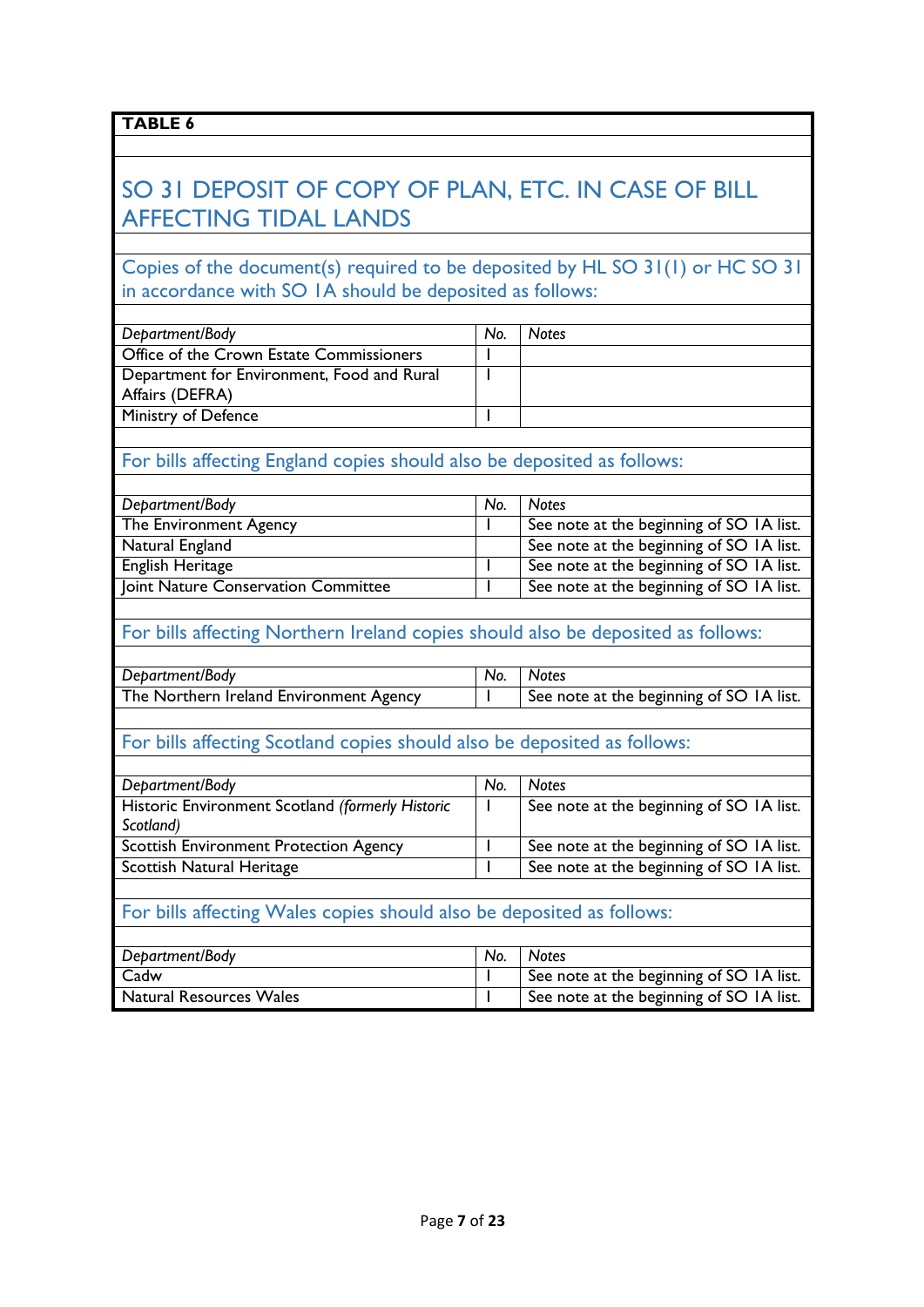**TABLE 6**

## SO 31 DEPOSIT OF COPY OF PLAN, ETC. IN CASE OF BILL AFFECTING TIDAL LANDS

Copies of the document(s) required to be deposited by HL SO 31(1) or HC SO 31 in accordance with SO 1A should be deposited as follows:

| *Department/Body* | *No.* | *Notes* |
|---|---|---|
| Office of the Crown Estate Commissioners | 1 | |
| Department for Environment, Food and Rural Affairs (DEFRA) | 1 | |
| Ministry of Defence | 1 | |

For bills affecting England copies should also be deposited as follows:

| *Department/Body* | *No.* | *Notes* |
|---|---|---|
| The Environment Agency | 1 | See note at the beginning of SO 1A list. |
| Natural England | | See note at the beginning of SO 1A list. |
| English Heritage | 1 | See note at the beginning of SO 1A list. |
| Joint Nature Conservation Committee | 1 | See note at the beginning of SO 1A list. |

For bills affecting Northern Ireland copies should also be deposited as follows:

| *Department/Body* | *No.* | *Notes* |
|---|---|---|
| The Northern Ireland Environment Agency | 1 | See note at the beginning of SO 1A list. |

For bills affecting Scotland copies should also be deposited as follows:

| *Department/Body* | *No.* | *Notes* |
|---|---|---|
| Historic Environment Scotland *(formerly Historic Scotland)* | 1 | See note at the beginning of SO 1A list. |
| Scottish Environment Protection Agency | 1 | See note at the beginning of SO 1A list. |
| Scottish Natural Heritage | 1 | See note at the beginning of SO 1A list. |

For bills affecting Wales copies should also be deposited as follows:

| *Department/Body* | *No.* | *Notes* |
|---|---|---|
| Cadw | 1 | See note at the beginning of SO 1A list. |
| Natural Resources Wales | 1 | See note at the beginning of SO 1A list. |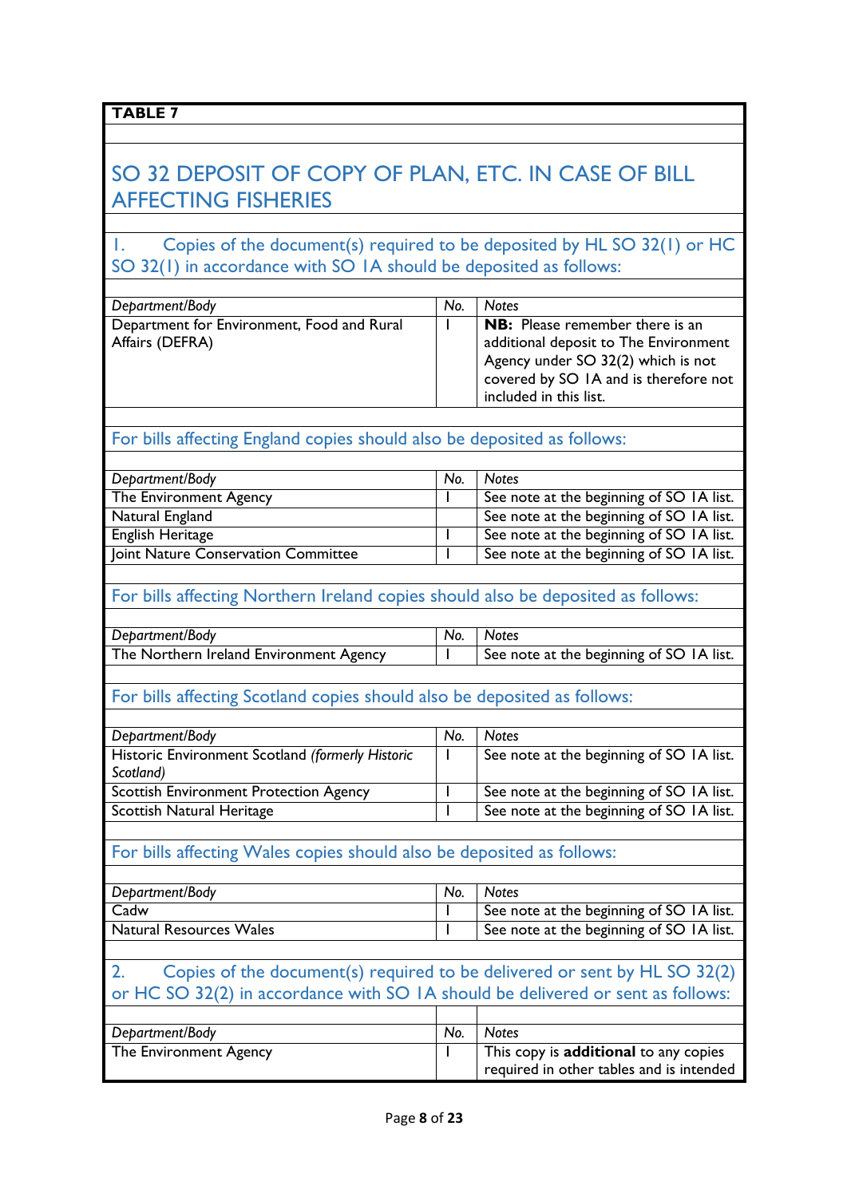**TABLE 7**

## SO 32 DEPOSIT OF COPY OF PLAN, ETC. IN CASE OF BILL AFFECTING FISHERIES

### 1. Copies of the document(s) required to be deposited by HL SO 32(1) or HC SO 32(1) in accordance with SO 1A should be deposited as follows:

| *Department/Body* | *No.* | *Notes* |
|---|---|---|
| Department for Environment, Food and Rural Affairs (DEFRA) | 1 | **NB:** Please remember there is an additional deposit to The Environment Agency under SO 32(2) which is not covered by SO 1A and is therefore not included in this list. |

### For bills affecting England copies should also be deposited as follows:

| *Department/Body* | *No.* | *Notes* |
|---|---|---|
| The Environment Agency | 1 | See note at the beginning of SO 1A list. |
| Natural England | | See note at the beginning of SO 1A list. |
| English Heritage | 1 | See note at the beginning of SO 1A list. |
| Joint Nature Conservation Committee | 1 | See note at the beginning of SO 1A list. |

### For bills affecting Northern Ireland copies should also be deposited as follows:

| *Department/Body* | *No.* | *Notes* |
|---|---|---|
| The Northern Ireland Environment Agency | 1 | See note at the beginning of SO 1A list. |

### For bills affecting Scotland copies should also be deposited as follows:

| *Department/Body* | *No.* | *Notes* |
|---|---|---|
| Historic Environment Scotland *(formerly Historic Scotland)* | 1 | See note at the beginning of SO 1A list. |
| Scottish Environment Protection Agency | 1 | See note at the beginning of SO 1A list. |
| Scottish Natural Heritage | 1 | See note at the beginning of SO 1A list. |

### For bills affecting Wales copies should also be deposited as follows:

| *Department/Body* | *No.* | *Notes* |
|---|---|---|
| Cadw | 1 | See note at the beginning of SO 1A list. |
| Natural Resources Wales | 1 | See note at the beginning of SO 1A list. |

### 2. Copies of the document(s) required to be delivered or sent by HL SO 32(2) or HC SO 32(2) in accordance with SO 1A should be delivered or sent as follows:

| *Department/Body* | *No.* | *Notes* |
|---|---|---|
| The Environment Agency | 1 | This copy is **additional** to any copies required in other tables and is intended |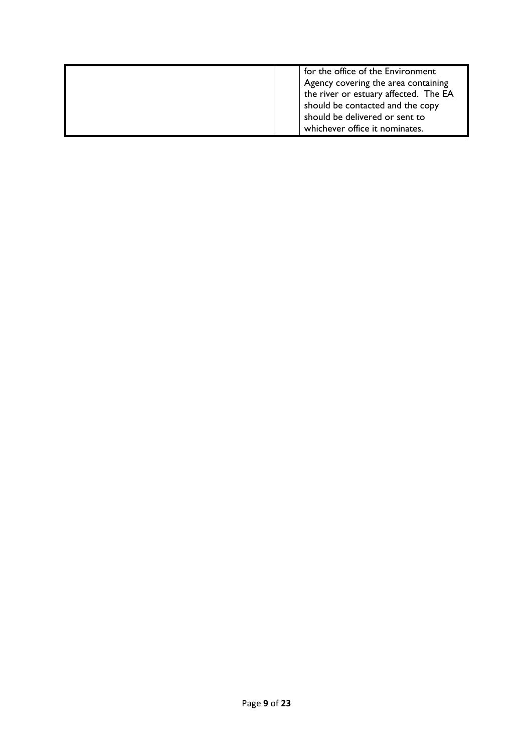| | | |
|---|---|---|
| | | for the office of the Environment Agency covering the area containing the river or estuary affected. The EA should be contacted and the copy should be delivered or sent to whichever office it nominates. |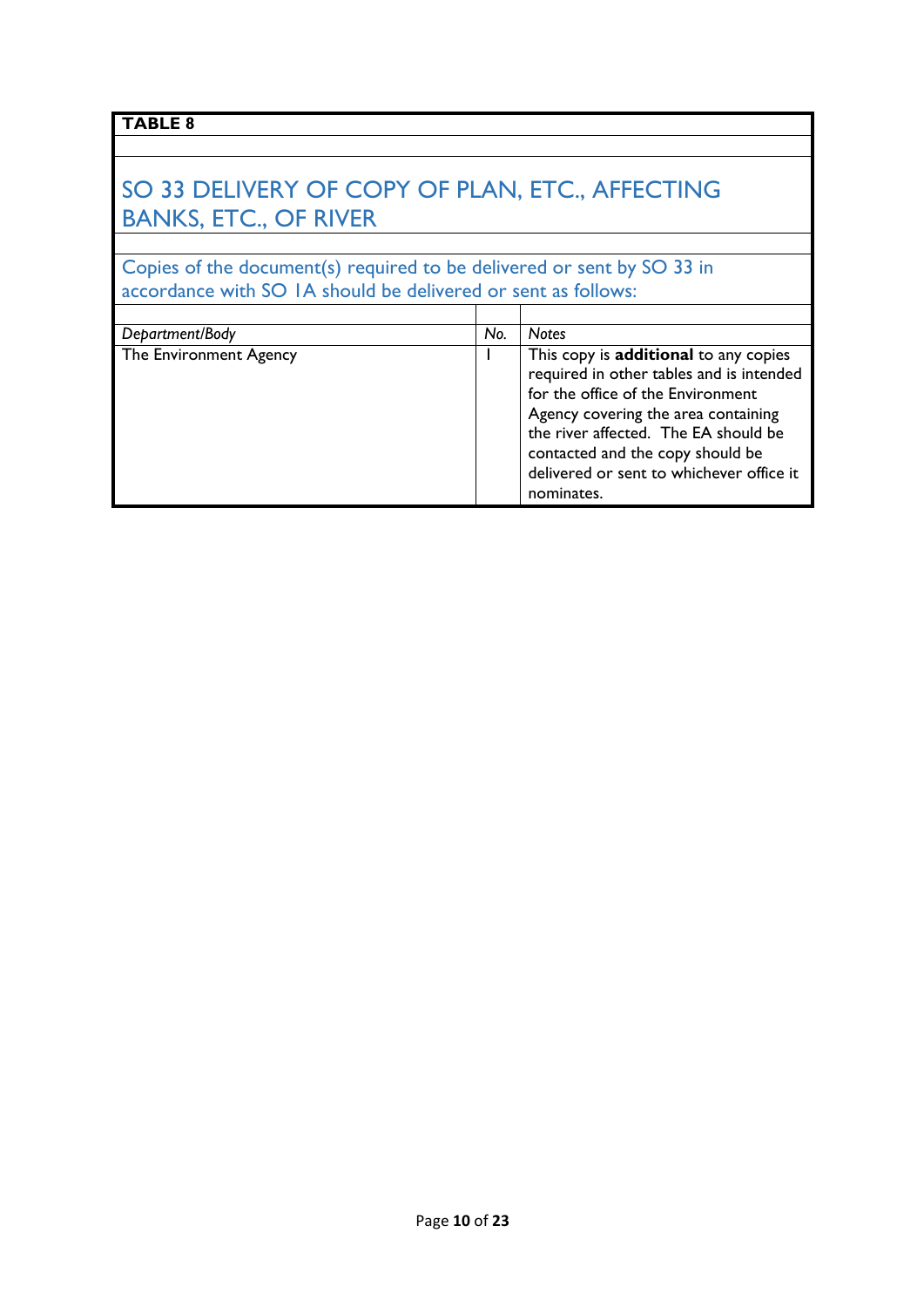**TABLE 8**

## SO 33 DELIVERY OF COPY OF PLAN, ETC., AFFECTING BANKS, ETC., OF RIVER

Copies of the document(s) required to be delivered or sent by SO 33 in accordance with SO 1A should be delivered or sent as follows:

| *Department/Body* | *No.* | *Notes* |
|---|---|---|
| The Environment Agency | 1 | This copy is **additional** to any copies required in other tables and is intended for the office of the Environment Agency covering the area containing the river affected. The EA should be contacted and the copy should be delivered or sent to whichever office it nominates. |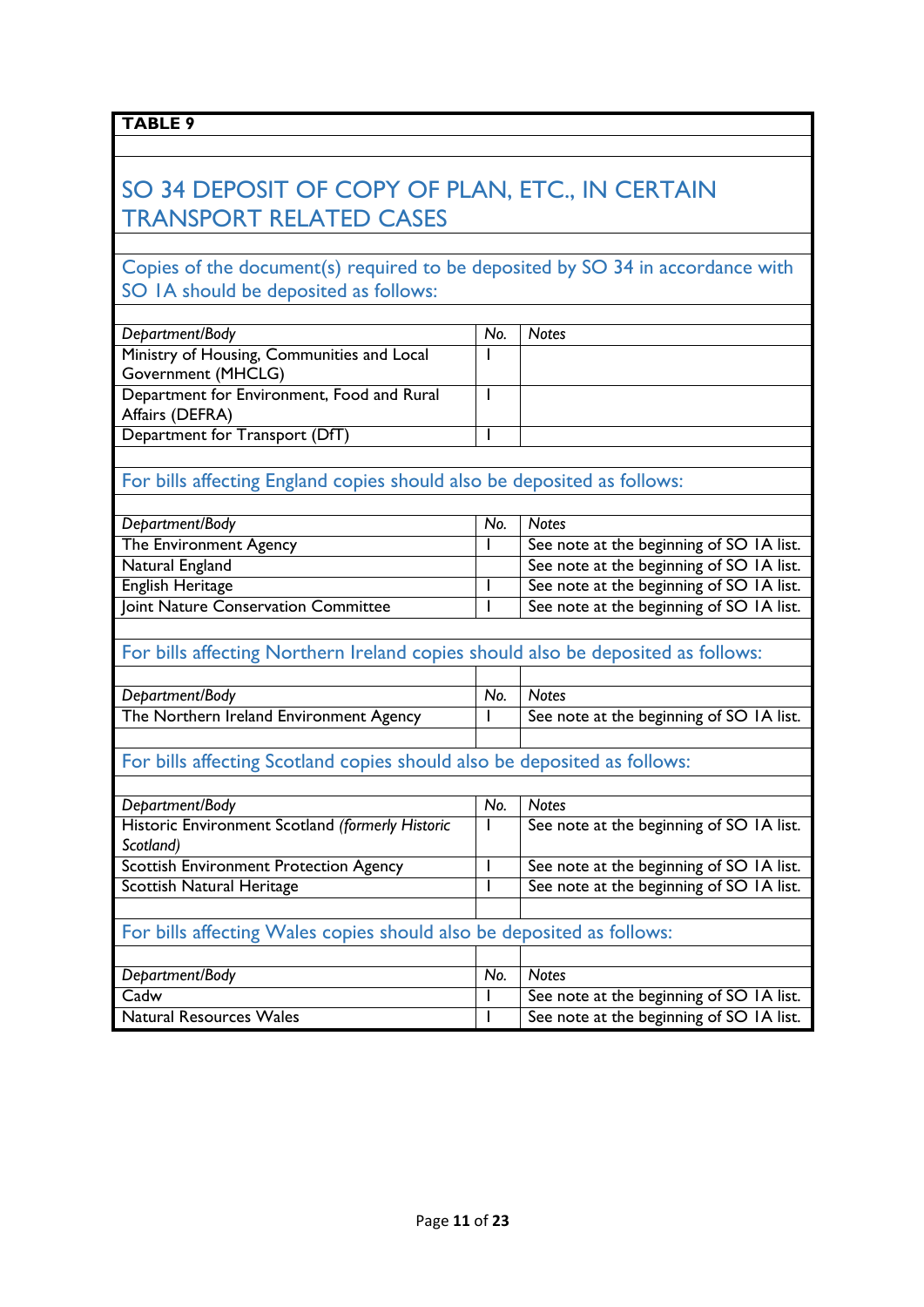**TABLE 9**

## SO 34 DEPOSIT OF COPY OF PLAN, ETC., IN CERTAIN TRANSPORT RELATED CASES

Copies of the document(s) required to be deposited by SO 34 in accordance with SO 1A should be deposited as follows:

| *Department/Body* | *No.* | *Notes* |
|---|---|---|
| Ministry of Housing, Communities and Local Government (MHCLG) | 1 | |
| Department for Environment, Food and Rural Affairs (DEFRA) | 1 | |
| Department for Transport (DfT) | 1 | |

For bills affecting England copies should also be deposited as follows:

| *Department/Body* | *No.* | *Notes* |
|---|---|---|
| The Environment Agency | 1 | See note at the beginning of SO 1A list. |
| Natural England | | See note at the beginning of SO 1A list. |
| English Heritage | 1 | See note at the beginning of SO 1A list. |
| Joint Nature Conservation Committee | 1 | See note at the beginning of SO 1A list. |

For bills affecting Northern Ireland copies should also be deposited as follows:

| *Department/Body* | *No.* | *Notes* |
|---|---|---|
| The Northern Ireland Environment Agency | 1 | See note at the beginning of SO 1A list. |

For bills affecting Scotland copies should also be deposited as follows:

| *Department/Body* | *No.* | *Notes* |
|---|---|---|
| Historic Environment Scotland *(formerly Historic Scotland)* | 1 | See note at the beginning of SO 1A list. |
| Scottish Environment Protection Agency | 1 | See note at the beginning of SO 1A list. |
| Scottish Natural Heritage | 1 | See note at the beginning of SO 1A list. |

For bills affecting Wales copies should also be deposited as follows:

| *Department/Body* | *No.* | *Notes* |
|---|---|---|
| Cadw | 1 | See note at the beginning of SO 1A list. |
| Natural Resources Wales | 1 | See note at the beginning of SO 1A list. |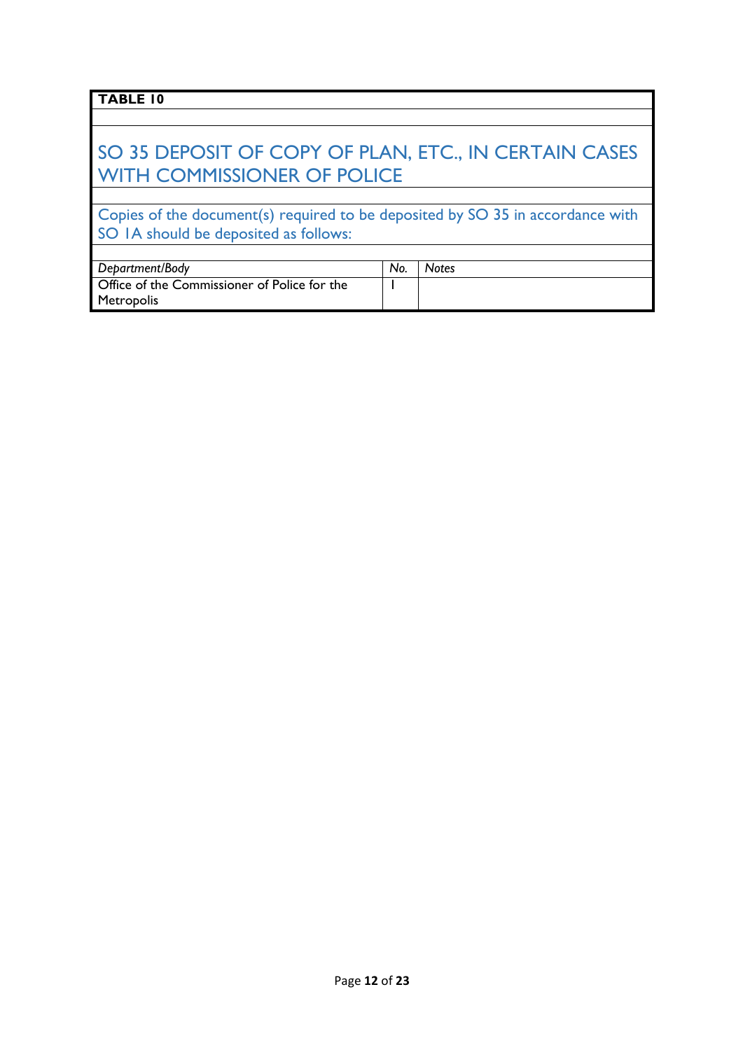**TABLE 10**

## SO 35 DEPOSIT OF COPY OF PLAN, ETC., IN CERTAIN CASES WITH COMMISSIONER OF POLICE

Copies of the document(s) required to be deposited by SO 35 in accordance with SO 1A should be deposited as follows:

| *Department/Body* | *No.* | *Notes* |
|---|---|---|
| Office of the Commissioner of Police for the Metropolis | 1 | |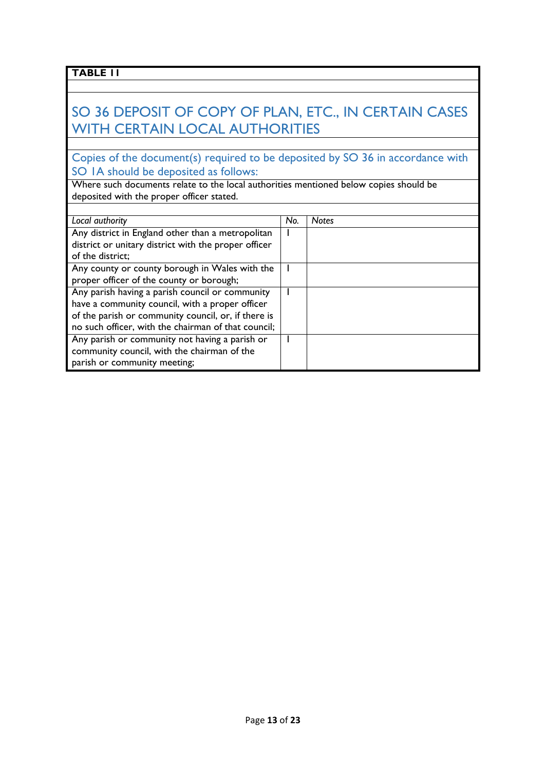**TABLE 11**

## SO 36 DEPOSIT OF COPY OF PLAN, ETC., IN CERTAIN CASES WITH CERTAIN LOCAL AUTHORITIES

### Copies of the document(s) required to be deposited by SO 36 in accordance with SO 1A should be deposited as follows:

Where such documents relate to the local authorities mentioned below copies should be deposited with the proper officer stated.

| *Local authority* | *No.* | *Notes* |
|---|---|---|
| Any district in England other than a metropolitan district or unitary district with the proper officer of the district; | 1 | |
| Any county or county borough in Wales with the proper officer of the county or borough; | 1 | |
| Any parish having a parish council or community have a community council, with a proper officer of the parish or community council, or, if there is no such officer, with the chairman of that council; | 1 | |
| Any parish or community not having a parish or community council, with the chairman of the parish or community meeting; | 1 | |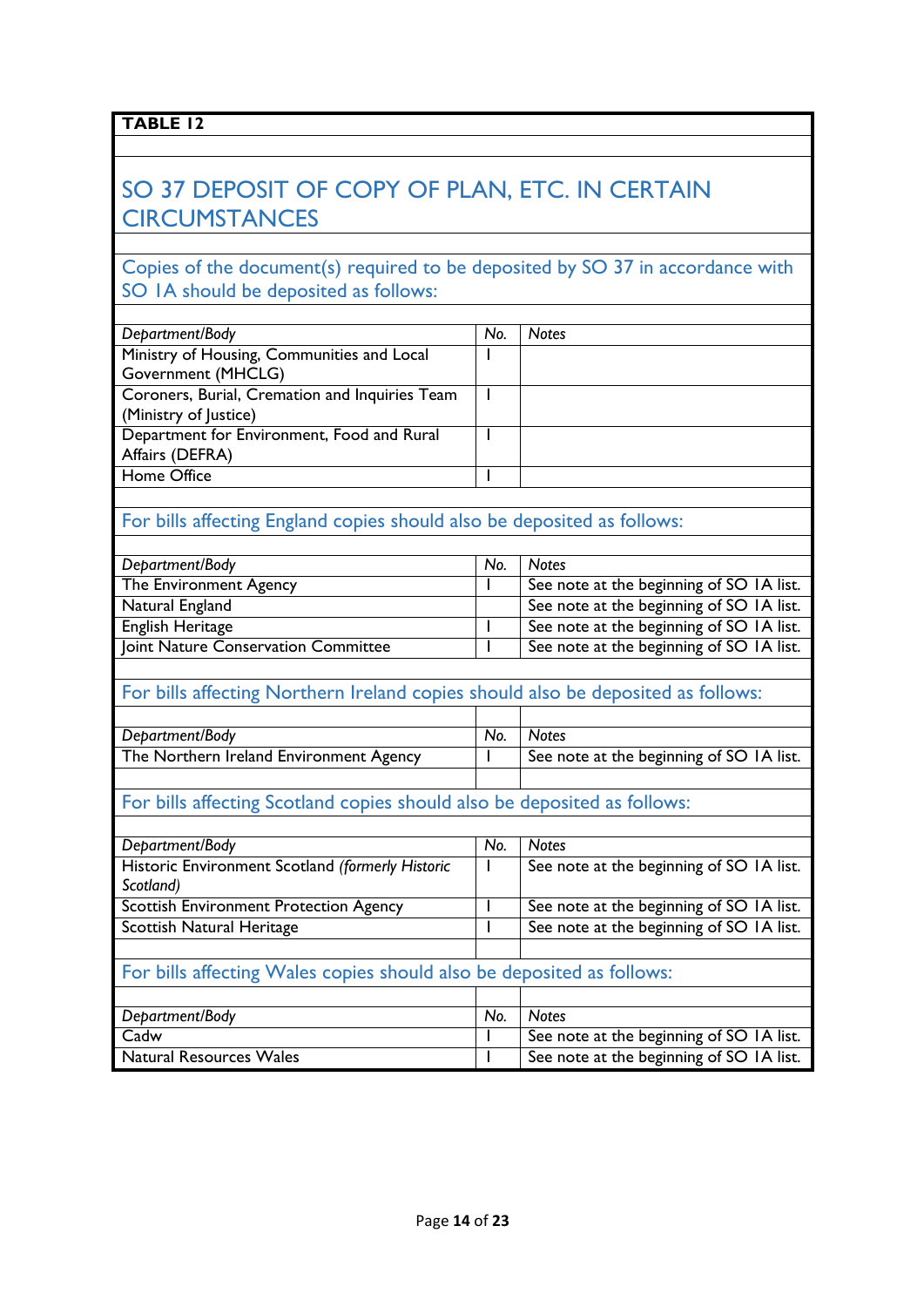**TABLE 12**

## SO 37 DEPOSIT OF COPY OF PLAN, ETC. IN CERTAIN CIRCUMSTANCES

### Copies of the document(s) required to be deposited by SO 37 in accordance with SO 1A should be deposited as follows:

| *Department/Body* | *No.* | *Notes* |
|---|---|---|
| Ministry of Housing, Communities and Local Government (MHCLG) | 1 | |
| Coroners, Burial, Cremation and Inquiries Team (Ministry of Justice) | 1 | |
| Department for Environment, Food and Rural Affairs (DEFRA) | 1 | |
| Home Office | 1 | |

### For bills affecting England copies should also be deposited as follows:

| *Department/Body* | *No.* | *Notes* |
|---|---|---|
| The Environment Agency | 1 | See note at the beginning of SO 1A list. |
| Natural England | | See note at the beginning of SO 1A list. |
| English Heritage | 1 | See note at the beginning of SO 1A list. |
| Joint Nature Conservation Committee | 1 | See note at the beginning of SO 1A list. |

### For bills affecting Northern Ireland copies should also be deposited as follows:

| *Department/Body* | *No.* | *Notes* |
|---|---|---|
| The Northern Ireland Environment Agency | 1 | See note at the beginning of SO 1A list. |

### For bills affecting Scotland copies should also be deposited as follows:

| *Department/Body* | *No.* | *Notes* |
|---|---|---|
| Historic Environment Scotland *(formerly Historic Scotland)* | 1 | See note at the beginning of SO 1A list. |
| Scottish Environment Protection Agency | 1 | See note at the beginning of SO 1A list. |
| Scottish Natural Heritage | 1 | See note at the beginning of SO 1A list. |

### For bills affecting Wales copies should also be deposited as follows:

| *Department/Body* | *No.* | *Notes* |
|---|---|---|
| Cadw | 1 | See note at the beginning of SO 1A list. |
| Natural Resources Wales | 1 | See note at the beginning of SO 1A list. |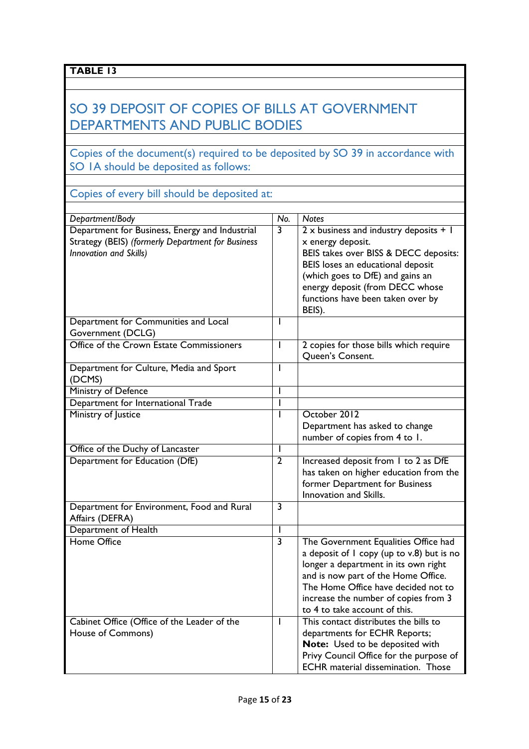**TABLE 13**

## SO 39 DEPOSIT OF COPIES OF BILLS AT GOVERNMENT DEPARTMENTS AND PUBLIC BODIES

Copies of the document(s) required to be deposited by SO 39 in accordance with SO 1A should be deposited as follows:

Copies of every bill should be deposited at:

| *Department/Body* | *No.* | *Notes* |
|---|---|---|
| Department for Business, Energy and Industrial Strategy (BEIS) *(formerly Department for Business Innovation and Skills)* | 3 | 2 x business and industry deposits + 1 x energy deposit.<br>BEIS takes over BISS & DECC deposits: BEIS loses an educational deposit (which goes to DfE) and gains an energy deposit (from DECC whose functions have been taken over by BEIS). |
| Department for Communities and Local Government (DCLG) | 1 | |
| Office of the Crown Estate Commissioners | 1 | 2 copies for those bills which require Queen's Consent. |
| Department for Culture, Media and Sport (DCMS) | 1 | |
| Ministry of Defence | 1 | |
| Department for International Trade | 1 | |
| Ministry of Justice | 1 | October 2012<br>Department has asked to change number of copies from 4 to 1. |
| Office of the Duchy of Lancaster | 1 | |
| Department for Education (DfE) | 2 | Increased deposit from 1 to 2 as DfE has taken on higher education from the former Department for Business Innovation and Skills. |
| Department for Environment, Food and Rural Affairs (DEFRA) | 3 | |
| Department of Health | 1 | |
| Home Office | 3 | The Government Equalities Office had a deposit of 1 copy (up to v.8) but is no longer a department in its own right and is now part of the Home Office. The Home Office have decided not to increase the number of copies from 3 to 4 to take account of this. |
| Cabinet Office (Office of the Leader of the House of Commons) | 1 | This contact distributes the bills to departments for ECHR Reports;<br>**Note:** Used to be deposited with Privy Council Office for the purpose of ECHR material dissemination. Those |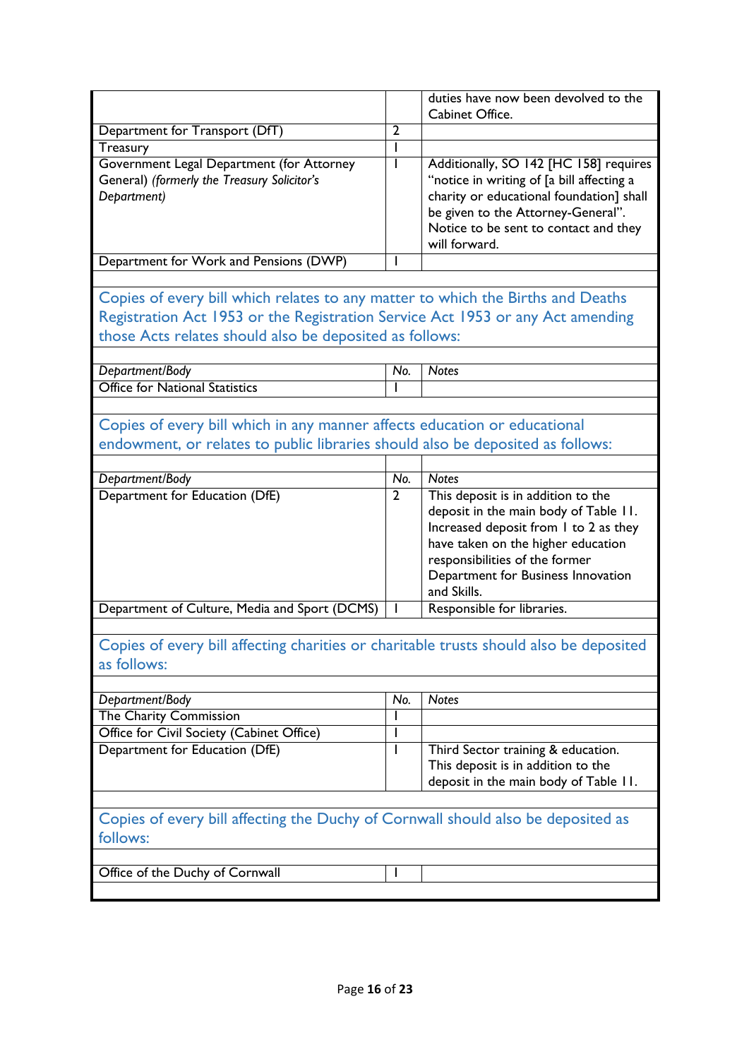| | | duties have now been devolved to the Cabinet Office. |
|---|---|---|
| Department for Transport (DfT) | 2 | |
| Treasury | 1 | |
| Government Legal Department (for Attorney General) *(formerly the Treasury Solicitor's Department)* | 1 | Additionally, SO 142 [HC 158] requires "notice in writing of [a bill affecting a charity or educational foundation] shall be given to the Attorney-General". Notice to be sent to contact and they will forward. |
| Department for Work and Pensions (DWP) | 1 | |

## Copies of every bill which relates to any matter to which the Births and Deaths Registration Act 1953 or the Registration Service Act 1953 or any Act amending those Acts relates should also be deposited as follows:

| *Department/Body* | *No.* | *Notes* |
|---|---|---|
| Office for National Statistics | 1 | |

## Copies of every bill which in any manner affects education or educational endowment, or relates to public libraries should also be deposited as follows:

| *Department/Body* | *No.* | *Notes* |
|---|---|---|
| Department for Education (DfE) | 2 | This deposit is in addition to the deposit in the main body of Table 11. Increased deposit from 1 to 2 as they have taken on the higher education responsibilities of the former Department for Business Innovation and Skills. |
| Department of Culture, Media and Sport (DCMS) | 1 | Responsible for libraries. |

## Copies of every bill affecting charities or charitable trusts should also be deposited as follows:

| *Department/Body* | *No.* | *Notes* |
|---|---|---|
| The Charity Commission | 1 | |
| Office for Civil Society (Cabinet Office) | 1 | |
| Department for Education (DfE) | 1 | Third Sector training & education. This deposit is in addition to the deposit in the main body of Table 11. |

## Copies of every bill affecting the Duchy of Cornwall should also be deposited as follows:

| | | |
|---|---|---|
| Office of the Duchy of Cornwall | 1 | |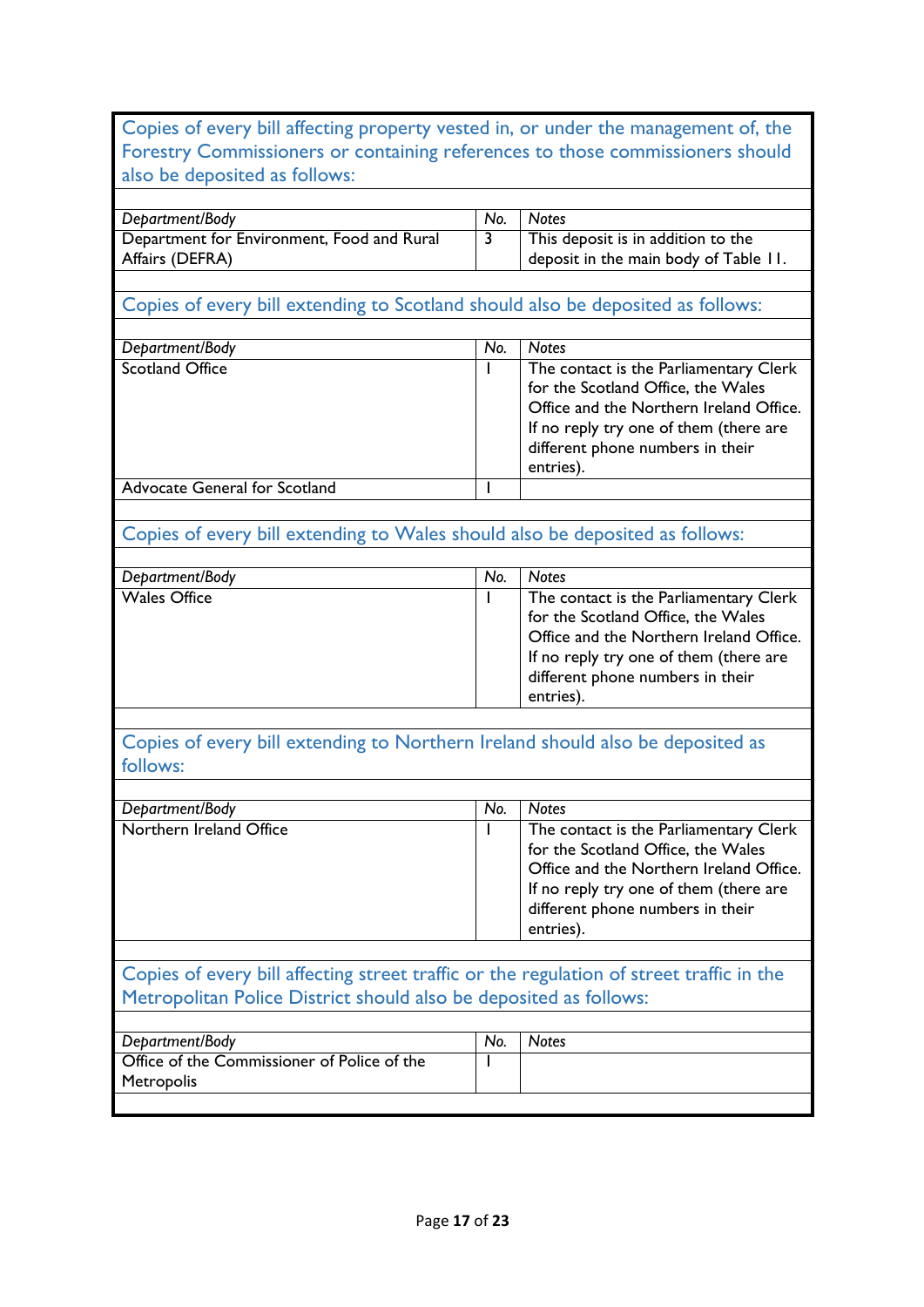Copies of every bill affecting property vested in, or under the management of, the Forestry Commissioners or containing references to those commissioners should also be deposited as follows:

| *Department/Body* | *No.* | *Notes* |
|---|---|---|
| Department for Environment, Food and Rural Affairs (DEFRA) | 3 | This deposit is in addition to the deposit in the main body of Table 11. |

Copies of every bill extending to Scotland should also be deposited as follows:

| *Department/Body* | *No.* | *Notes* |
|---|---|---|
| Scotland Office | 1 | The contact is the Parliamentary Clerk for the Scotland Office, the Wales Office and the Northern Ireland Office. If no reply try one of them (there are different phone numbers in their entries). |
| Advocate General for Scotland | 1 | |

Copies of every bill extending to Wales should also be deposited as follows:

| *Department/Body* | *No.* | *Notes* |
|---|---|---|
| Wales Office | 1 | The contact is the Parliamentary Clerk for the Scotland Office, the Wales Office and the Northern Ireland Office. If no reply try one of them (there are different phone numbers in their entries). |

Copies of every bill extending to Northern Ireland should also be deposited as follows:

| *Department/Body* | *No.* | *Notes* |
|---|---|---|
| Northern Ireland Office | 1 | The contact is the Parliamentary Clerk for the Scotland Office, the Wales Office and the Northern Ireland Office. If no reply try one of them (there are different phone numbers in their entries). |

Copies of every bill affecting street traffic or the regulation of street traffic in the Metropolitan Police District should also be deposited as follows:

| *Department/Body* | *No.* | *Notes* |
|---|---|---|
| Office of the Commissioner of Police of the Metropolis | 1 | |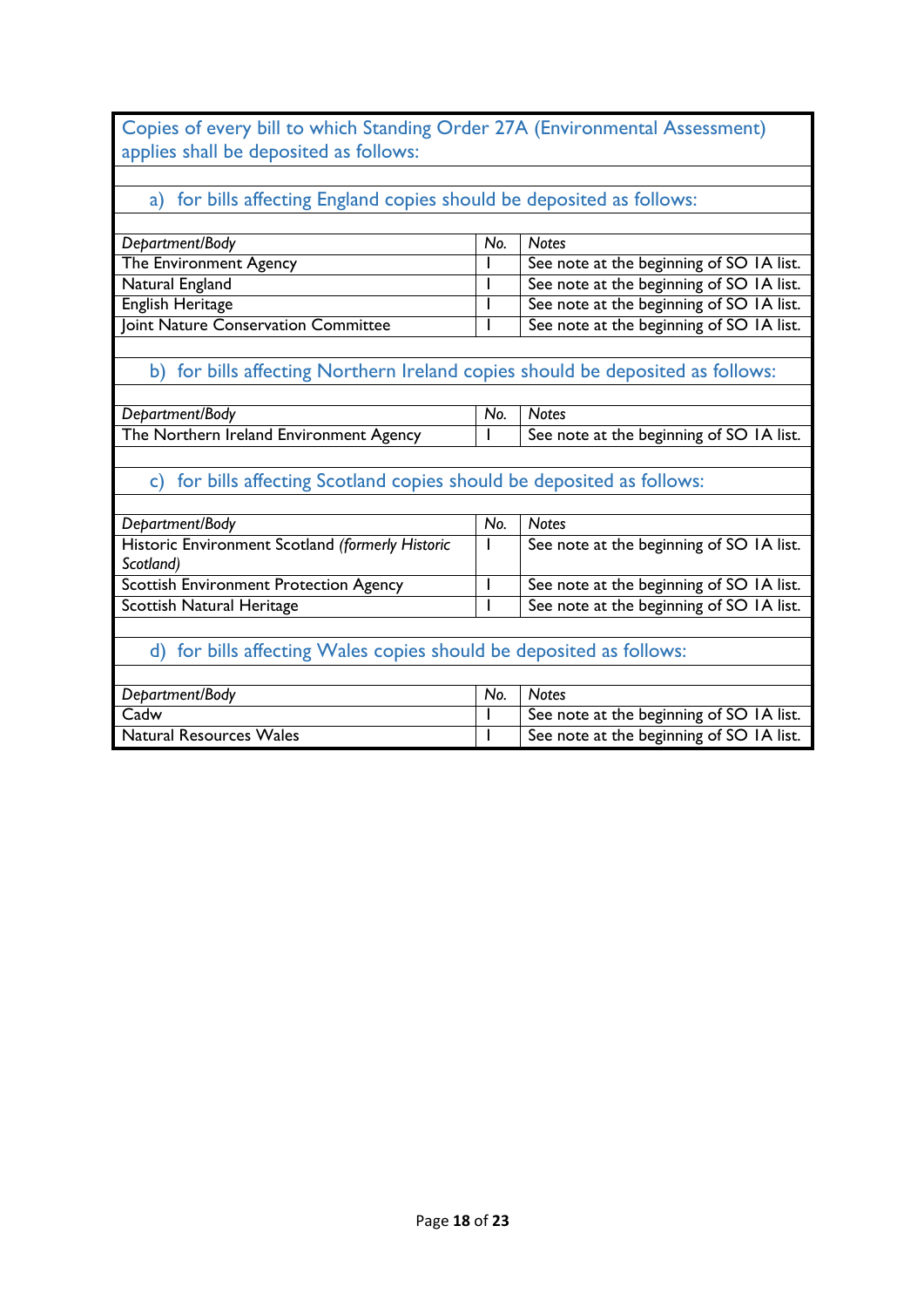Copies of every bill to which Standing Order 27A (Environmental Assessment) applies shall be deposited as follows:

a) for bills affecting England copies should be deposited as follows:

| *Department/Body* | *No.* | *Notes* |
|---|---|---|
| The Environment Agency | 1 | See note at the beginning of SO 1A list. |
| Natural England | 1 | See note at the beginning of SO 1A list. |
| English Heritage | 1 | See note at the beginning of SO 1A list. |
| Joint Nature Conservation Committee | 1 | See note at the beginning of SO 1A list. |

b) for bills affecting Northern Ireland copies should be deposited as follows:

| *Department/Body* | *No.* | *Notes* |
|---|---|---|
| The Northern Ireland Environment Agency | 1 | See note at the beginning of SO 1A list. |

c) for bills affecting Scotland copies should be deposited as follows:

| *Department/Body* | *No.* | *Notes* |
|---|---|---|
| Historic Environment Scotland *(formerly Historic Scotland)* | 1 | See note at the beginning of SO 1A list. |
| Scottish Environment Protection Agency | 1 | See note at the beginning of SO 1A list. |
| Scottish Natural Heritage | 1 | See note at the beginning of SO 1A list. |

d) for bills affecting Wales copies should be deposited as follows:

| *Department/Body* | *No.* | *Notes* |
|---|---|---|
| Cadw | 1 | See note at the beginning of SO 1A list. |
| Natural Resources Wales | 1 | See note at the beginning of SO 1A list. |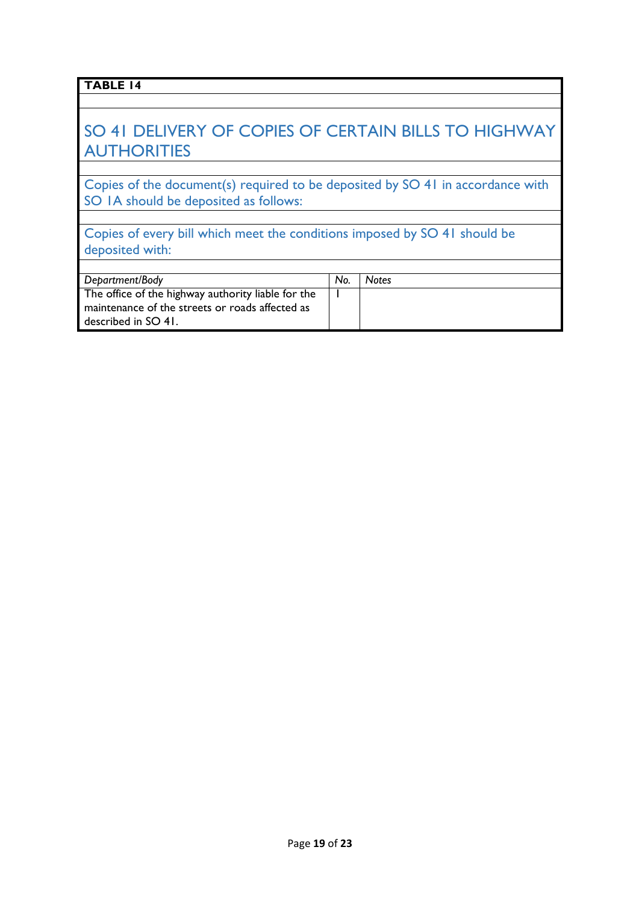**TABLE 14**

## SO 41 DELIVERY OF COPIES OF CERTAIN BILLS TO HIGHWAY AUTHORITIES

Copies of the document(s) required to be deposited by SO 41 in accordance with SO 1A should be deposited as follows:

Copies of every bill which meet the conditions imposed by SO 41 should be deposited with:

| *Department/Body* | *No.* | *Notes* |
|---|---|---|
| The office of the highway authority liable for the maintenance of the streets or roads affected as described in SO 41. | 1 | |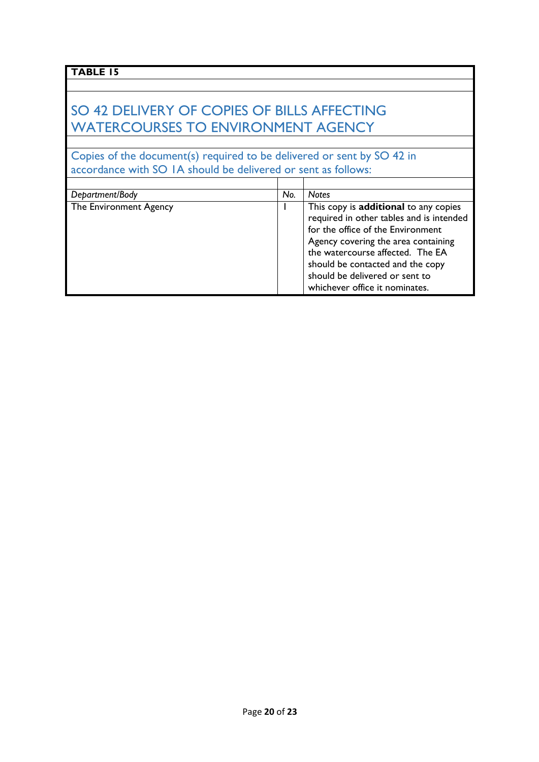**TABLE 15**

## SO 42 DELIVERY OF COPIES OF BILLS AFFECTING WATERCOURSES TO ENVIRONMENT AGENCY

Copies of the document(s) required to be delivered or sent by SO 42 in accordance with SO 1A should be delivered or sent as follows:

| *Department/Body* | *No.* | *Notes* |
|---|---|---|
| The Environment Agency | 1 | This copy is **additional** to any copies required in other tables and is intended for the office of the Environment Agency covering the area containing the watercourse affected. The EA should be contacted and the copy should be delivered or sent to whichever office it nominates. |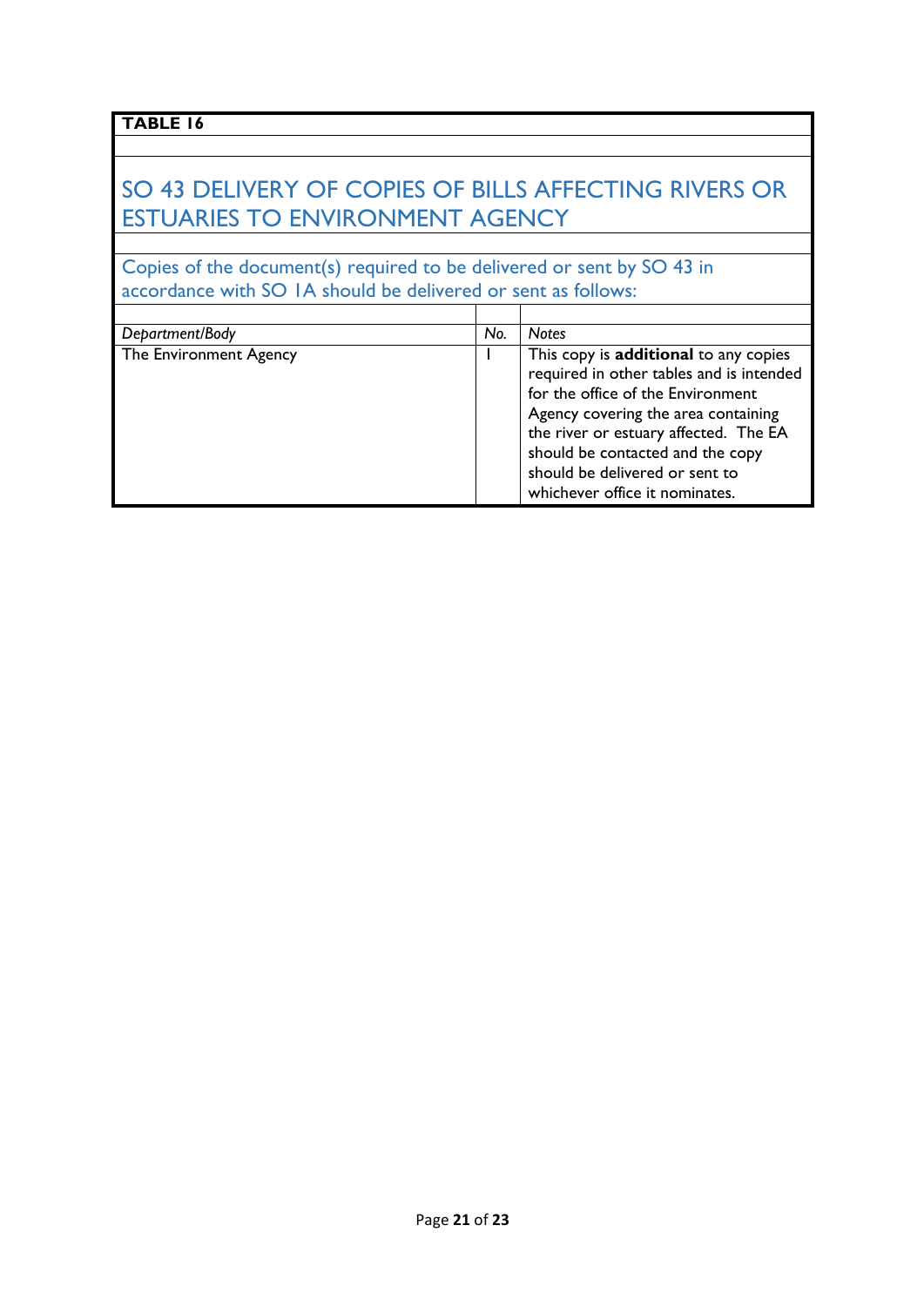**TABLE 16**

## SO 43 DELIVERY OF COPIES OF BILLS AFFECTING RIVERS OR ESTUARIES TO ENVIRONMENT AGENCY

Copies of the document(s) required to be delivered or sent by SO 43 in accordance with SO 1A should be delivered or sent as follows:

| *Department/Body* | *No.* | *Notes* |
|---|---|---|
| The Environment Agency | 1 | This copy is **additional** to any copies required in other tables and is intended for the office of the Environment Agency covering the area containing the river or estuary affected. The EA should be contacted and the copy should be delivered or sent to whichever office it nominates. |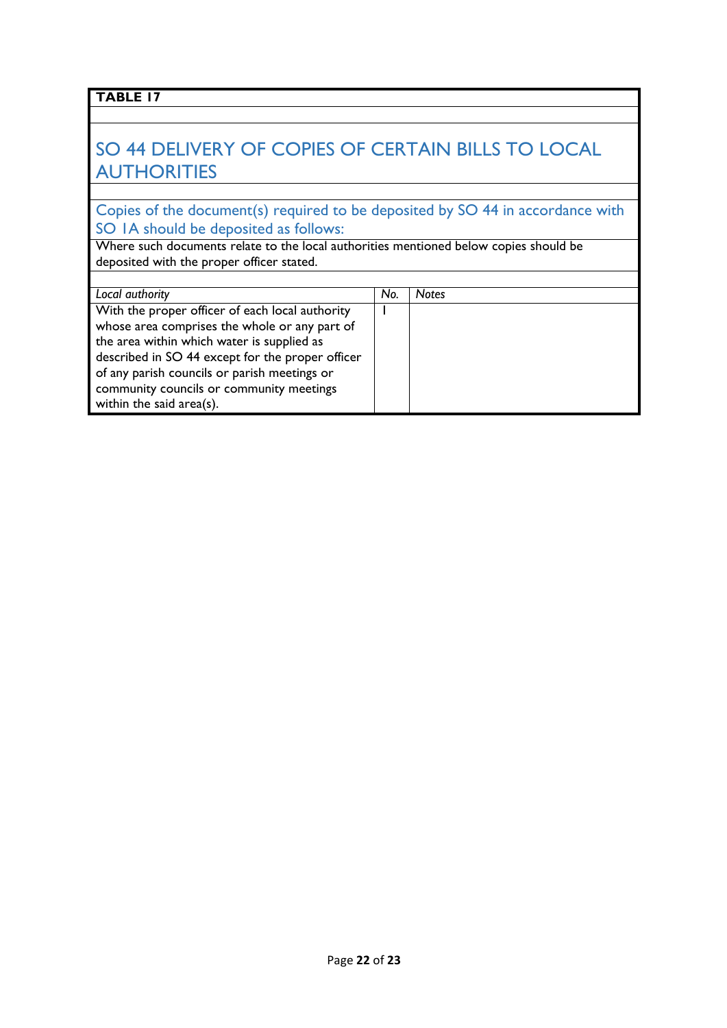**TABLE 17**

## SO 44 DELIVERY OF COPIES OF CERTAIN BILLS TO LOCAL AUTHORITIES

### Copies of the document(s) required to be deposited by SO 44 in accordance with SO 1A should be deposited as follows:

Where such documents relate to the local authorities mentioned below copies should be deposited with the proper officer stated.

| *Local authority* | *No.* | *Notes* |
| --- | --- | --- |
| With the proper officer of each local authority whose area comprises the whole or any part of the area within which water is supplied as described in SO 44 except for the proper officer of any parish councils or parish meetings or community councils or community meetings within the said area(s). | 1 | |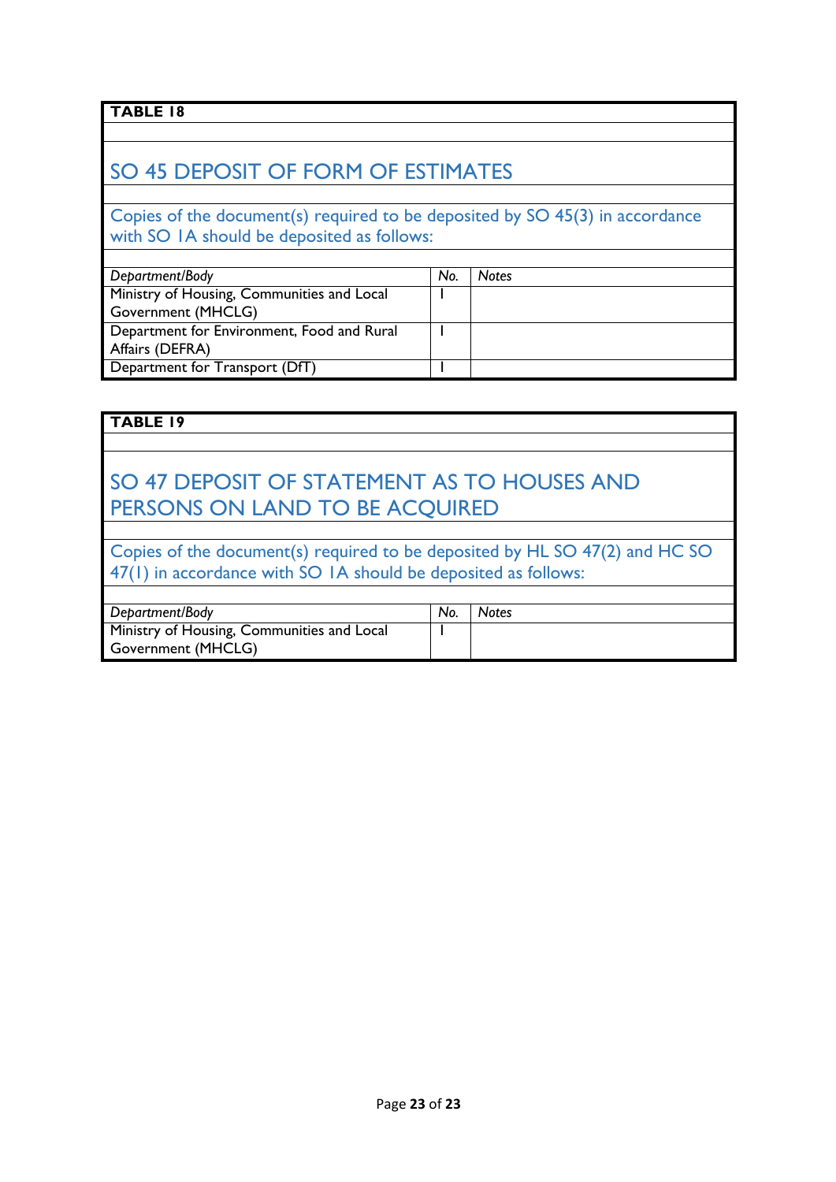**TABLE 18**

## SO 45 DEPOSIT OF FORM OF ESTIMATES

Copies of the document(s) required to be deposited by SO 45(3) in accordance with SO 1A should be deposited as follows:

| *Department/Body* | *No.* | *Notes* |
| --- | --- | --- |
| Ministry of Housing, Communities and Local Government (MHCLG) | 1 | |
| Department for Environment, Food and Rural Affairs (DEFRA) | 1 | |
| Department for Transport (DfT) | 1 | |

**TABLE 19**

## SO 47 DEPOSIT OF STATEMENT AS TO HOUSES AND PERSONS ON LAND TO BE ACQUIRED

Copies of the document(s) required to be deposited by HL SO 47(2) and HC SO 47(1) in accordance with SO 1A should be deposited as follows:

| *Department/Body* | *No.* | *Notes* |
| --- | --- | --- |
| Ministry of Housing, Communities and Local Government (MHCLG) | 1 | |